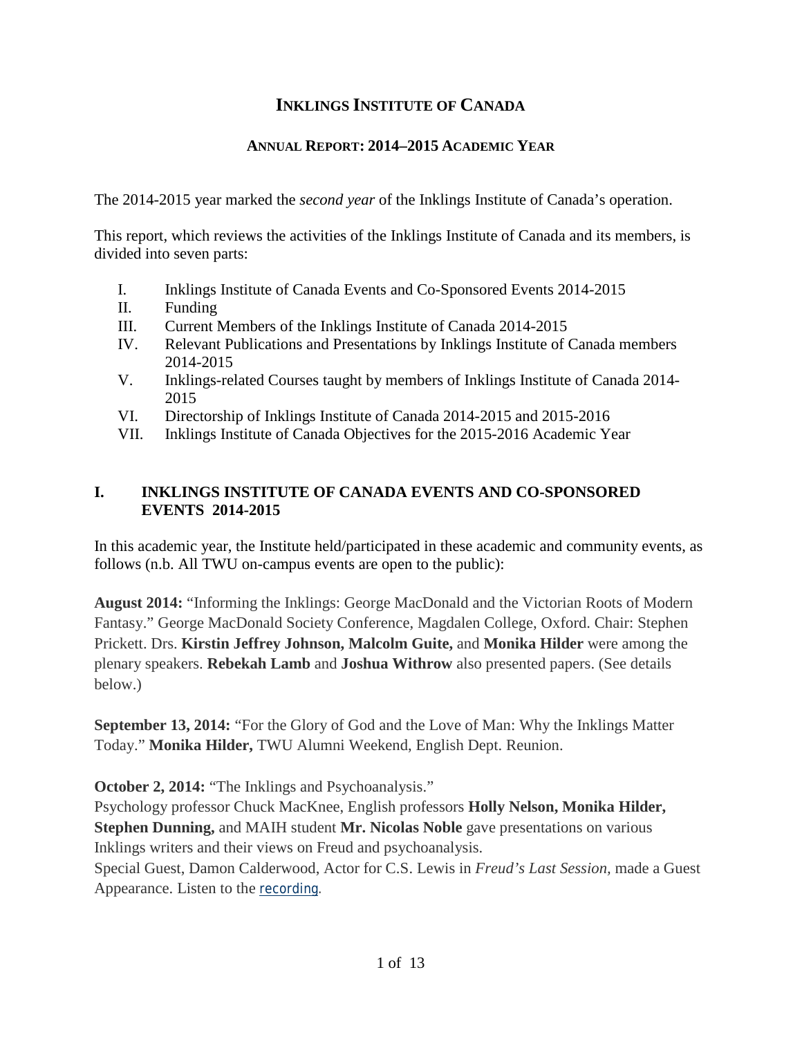# INKLINGS INSTITUTE OF CANADA

## ANNUAL REPORT: 2014–2015 ACADEMIC YEAR

The 2014-2015 year marked the *second year* of the Inklings Institute of Canada's operation.

This report, which reviews the activities of the Inklings Institute of Canada and its members, is divided into seven parts:

I. Inklings Institute of Canada Events and Co-Sponsored Events 2014-2015
II. Funding
III. Current Members of the Inklings Institute of Canada 2014-2015
IV. Relevant Publications and Presentations by Inklings Institute of Canada members 2014-2015
V. Inklings-related Courses taught by members of Inklings Institute of Canada 2014-2015
VI. Directorship of Inklings Institute of Canada 2014-2015 and 2015-2016
VII. Inklings Institute of Canada Objectives for the 2015-2016 Academic Year

## I. INKLINGS INSTITUTE OF CANADA EVENTS AND CO-SPONSORED EVENTS 2014-2015

In this academic year, the Institute held/participated in these academic and community events, as follows (n.b. All TWU on-campus events are open to the public):

**August 2014:** "Informing the Inklings: George MacDonald and the Victorian Roots of Modern Fantasy." George MacDonald Society Conference, Magdalen College, Oxford. Chair: Stephen Prickett. Drs. **Kirstin Jeffrey Johnson, Malcolm Guite,** and **Monika Hilder** were among the plenary speakers. **Rebekah Lamb** and **Joshua Withrow** also presented papers. (See details below.)

**September 13, 2014:** "For the Glory of God and the Love of Man: Why the Inklings Matter Today." **Monika Hilder,** TWU Alumni Weekend, English Dept. Reunion.

**October 2, 2014:** "The Inklings and Psychoanalysis."
Psychology professor Chuck MacKnee, English professors **Holly Nelson, Monika Hilder, Stephen Dunning,** and MAIH student **Mr. Nicolas Noble** gave presentations on various Inklings writers and their views on Freud and psychoanalysis.
Special Guest, Damon Calderwood, Actor for C.S. Lewis in *Freud's Last Session,* made a Guest Appearance. Listen to the recording.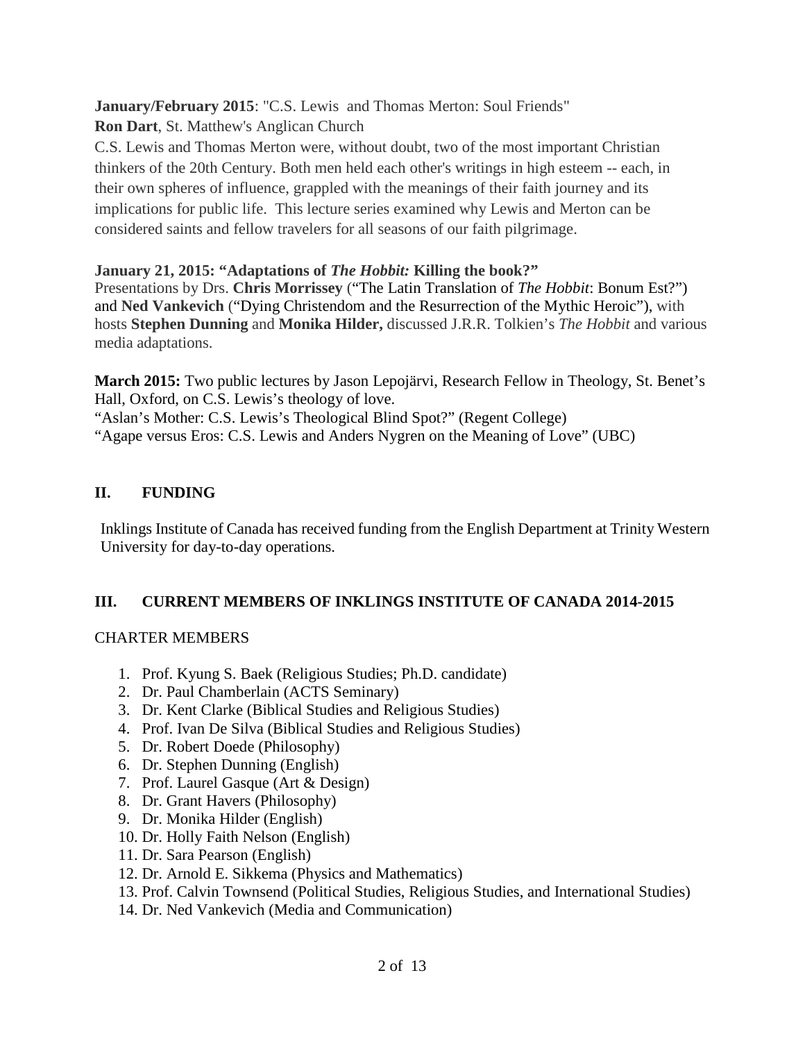**January/February 2015**: "C.S. Lewis  and Thomas Merton: Soul Friends"
**Ron Dart**, St. Matthew's Anglican Church
C.S. Lewis and Thomas Merton were, without doubt, two of the most important Christian thinkers of the 20th Century. Both men held each other's writings in high esteem -- each, in their own spheres of influence, grappled with the meanings of their faith journey and its implications for public life.  This lecture series examined why Lewis and Merton can be considered saints and fellow travelers for all seasons of our faith pilgrimage.

**January 21, 2015: "Adaptations of *The Hobbit:* Killing the book?"**
Presentations by Drs. **Chris Morrissey** ("The Latin Translation of *The Hobbit*: Bonum Est?") and **Ned Vankevich** ("Dying Christendom and the Resurrection of the Mythic Heroic"), with hosts **Stephen Dunning** and **Monika Hilder,** discussed J.R.R. Tolkien's *The Hobbit* and various media adaptations.

**March 2015:** Two public lectures by Jason Lepojärvi, Research Fellow in Theology, St. Benet's Hall, Oxford, on C.S. Lewis's theology of love.
"Aslan's Mother: C.S. Lewis's Theological Blind Spot?" (Regent College)
"Agape versus Eros: C.S. Lewis and Anders Nygren on the Meaning of Love" (UBC)

## II. FUNDING

Inklings Institute of Canada has received funding from the English Department at Trinity Western University for day-to-day operations.

## III. CURRENT MEMBERS OF INKLINGS INSTITUTE OF CANADA 2014-2015

CHARTER MEMBERS

1. Prof. Kyung S. Baek (Religious Studies; Ph.D. candidate)
2. Dr. Paul Chamberlain (ACTS Seminary)
3. Dr. Kent Clarke (Biblical Studies and Religious Studies)
4. Prof. Ivan De Silva (Biblical Studies and Religious Studies)
5. Dr. Robert Doede (Philosophy)
6. Dr. Stephen Dunning (English)
7. Prof. Laurel Gasque (Art & Design)
8. Dr. Grant Havers (Philosophy)
9. Dr. Monika Hilder (English)
10. Dr. Holly Faith Nelson (English)
11. Dr. Sara Pearson (English)
12. Dr. Arnold E. Sikkema (Physics and Mathematics)
13. Prof. Calvin Townsend (Political Studies, Religious Studies, and International Studies)
14. Dr. Ned Vankevich (Media and Communication)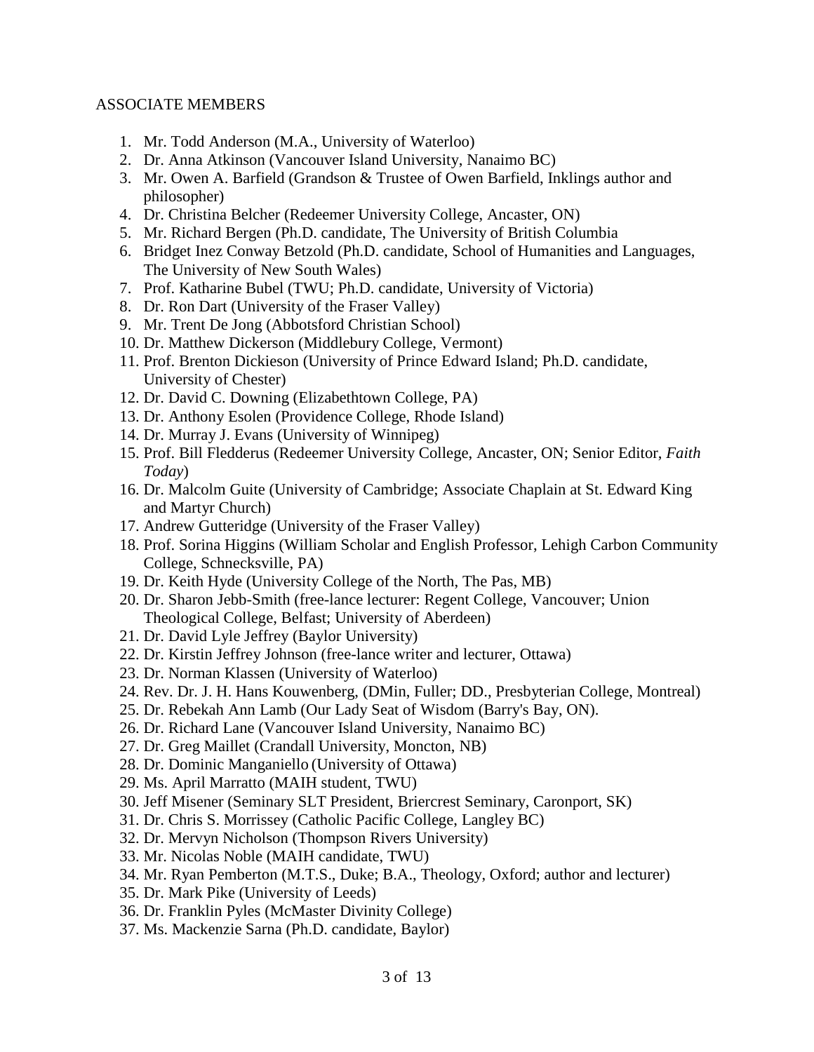ASSOCIATE MEMBERS

1. Mr. Todd Anderson (M.A., University of Waterloo)
2. Dr. Anna Atkinson (Vancouver Island University, Nanaimo BC)
3. Mr. Owen A. Barfield (Grandson & Trustee of Owen Barfield, Inklings author and philosopher)
4. Dr. Christina Belcher (Redeemer University College, Ancaster, ON)
5. Mr. Richard Bergen (Ph.D. candidate, The University of British Columbia
6. Bridget Inez Conway Betzold (Ph.D. candidate, School of Humanities and Languages, The University of New South Wales)
7. Prof. Katharine Bubel (TWU; Ph.D. candidate, University of Victoria)
8. Dr. Ron Dart (University of the Fraser Valley)
9. Mr. Trent De Jong (Abbotsford Christian School)
10. Dr. Matthew Dickerson (Middlebury College, Vermont)
11. Prof. Brenton Dickieson (University of Prince Edward Island; Ph.D. candidate, University of Chester)
12. Dr. David C. Downing (Elizabethtown College, PA)
13. Dr. Anthony Esolen (Providence College, Rhode Island)
14. Dr. Murray J. Evans (University of Winnipeg)
15. Prof. Bill Fledderus (Redeemer University College, Ancaster, ON; Senior Editor, *Faith Today*)
16. Dr. Malcolm Guite (University of Cambridge; Associate Chaplain at St. Edward King and Martyr Church)
17. Andrew Gutteridge (University of the Fraser Valley)
18. Prof. Sorina Higgins (William Scholar and English Professor, Lehigh Carbon Community College, Schnecksville, PA)
19. Dr. Keith Hyde (University College of the North, The Pas, MB)
20. Dr. Sharon Jebb-Smith (free-lance lecturer: Regent College, Vancouver; Union Theological College, Belfast; University of Aberdeen)
21. Dr. David Lyle Jeffrey (Baylor University)
22. Dr. Kirstin Jeffrey Johnson (free-lance writer and lecturer, Ottawa)
23. Dr. Norman Klassen (University of Waterloo)
24. Rev. Dr. J. H. Hans Kouwenberg, (DMin, Fuller; DD., Presbyterian College, Montreal)
25. Dr. Rebekah Ann Lamb (Our Lady Seat of Wisdom (Barry's Bay, ON).
26. Dr. Richard Lane (Vancouver Island University, Nanaimo BC)
27. Dr. Greg Maillet (Crandall University, Moncton, NB)
28. Dr. Dominic Manganiello (University of Ottawa)
29. Ms. April Marratto (MAIH student, TWU)
30. Jeff Misener (Seminary SLT President, Briercrest Seminary, Caronport, SK)
31. Dr. Chris S. Morrissey (Catholic Pacific College, Langley BC)
32. Dr. Mervyn Nicholson (Thompson Rivers University)
33. Mr. Nicolas Noble (MAIH candidate, TWU)
34. Mr. Ryan Pemberton (M.T.S., Duke; B.A., Theology, Oxford; author and lecturer)
35. Dr. Mark Pike (University of Leeds)
36. Dr. Franklin Pyles (McMaster Divinity College)
37. Ms. Mackenzie Sarna (Ph.D. candidate, Baylor)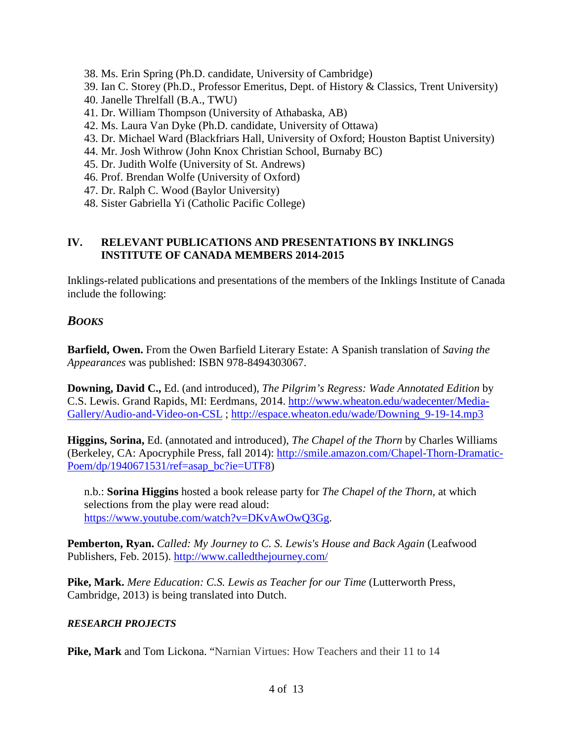38. Ms. Erin Spring (Ph.D. candidate, University of Cambridge)
39. Ian C. Storey (Ph.D., Professor Emeritus, Dept. of History & Classics, Trent University)
40. Janelle Threlfall (B.A., TWU)
41. Dr. William Thompson (University of Athabaska, AB)
42. Ms. Laura Van Dyke (Ph.D. candidate, University of Ottawa)
43. Dr. Michael Ward (Blackfriars Hall, University of Oxford; Houston Baptist University)
44. Mr. Josh Withrow (John Knox Christian School, Burnaby BC)
45. Dr. Judith Wolfe (University of St. Andrews)
46. Prof. Brendan Wolfe (University of Oxford)
47. Dr. Ralph C. Wood (Baylor University)
48. Sister Gabriella Yi (Catholic Pacific College)

## IV. RELEVANT PUBLICATIONS AND PRESENTATIONS BY INKLINGS INSTITUTE OF CANADA MEMBERS 2014-2015

Inklings-related publications and presentations of the members of the Inklings Institute of Canada include the following:

### *BOOKS*

**Barfield, Owen.** From the Owen Barfield Literary Estate: A Spanish translation of *Saving the Appearances* was published: ISBN 978-8494303067.

**Downing, David C.,** Ed. (and introduced), *The Pilgrim's Regress: Wade Annotated Edition* by C.S. Lewis. Grand Rapids, MI: Eerdmans, 2014. http://www.wheaton.edu/wadecenter/Media-Gallery/Audio-and-Video-on-CSL ; http://espace.wheaton.edu/wade/Downing_9-19-14.mp3

**Higgins, Sorina,** Ed. (annotated and introduced), *The Chapel of the Thorn* by Charles Williams (Berkeley, CA: Apocryphile Press, fall 2014): http://smile.amazon.com/Chapel-Thorn-Dramatic-Poem/dp/1940671531/ref=asap_bc?ie=UTF8)

n.b.: **Sorina Higgins** hosted a book release party for *The Chapel of the Thorn*, at which selections from the play were read aloud: https://www.youtube.com/watch?v=DKvAwOwQ3Gg.

**Pemberton, Ryan.** *Called: My Journey to C. S. Lewis's House and Back Again* (Leafwood Publishers, Feb. 2015). http://www.calledthejourney.com/

**Pike, Mark.** *Mere Education: C.S. Lewis as Teacher for our Time* (Lutterworth Press, Cambridge, 2013) is being translated into Dutch.

### *RESEARCH PROJECTS*

**Pike, Mark** and Tom Lickona. "Narnian Virtues: How Teachers and their 11 to 14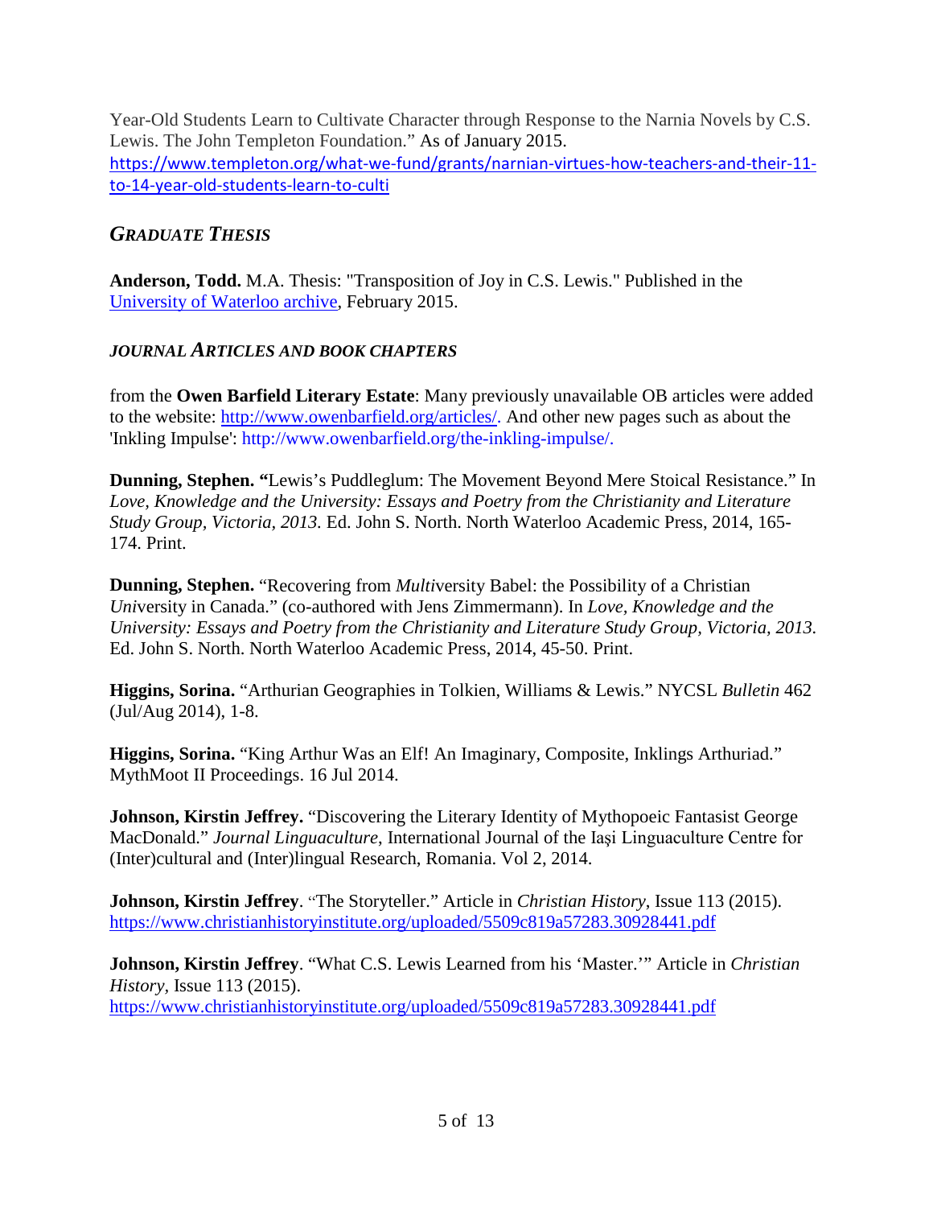Year-Old Students Learn to Cultivate Character through Response to the Narnia Novels by C.S. Lewis. The John Templeton Foundation." As of January 2015. https://www.templeton.org/what-we-fund/grants/narnian-virtues-how-teachers-and-their-11-to-14-year-old-students-learn-to-culti

## *GRADUATE THESIS*

**Anderson, Todd.** M.A. Thesis: "Transposition of Joy in C.S. Lewis." Published in the University of Waterloo archive, February 2015.

## *JOURNAL ARTICLES AND BOOK CHAPTERS*

from the **Owen Barfield Literary Estate**: Many previously unavailable OB articles were added to the website: http://www.owenbarfield.org/articles/. And other new pages such as about the 'Inkling Impulse': http://www.owenbarfield.org/the-inkling-impulse/.

**Dunning, Stephen. "**Lewis's Puddleglum: The Movement Beyond Mere Stoical Resistance." In *Love, Knowledge and the University: Essays and Poetry from the Christianity and Literature Study Group, Victoria, 2013.* Ed. John S. North. North Waterloo Academic Press, 2014, 165-174. Print.

**Dunning, Stephen.** "Recovering from *Multi*versity Babel: the Possibility of a Christian *Uni*versity in Canada." (co-authored with Jens Zimmermann). In *Love, Knowledge and the University: Essays and Poetry from the Christianity and Literature Study Group, Victoria, 2013.* Ed. John S. North. North Waterloo Academic Press, 2014, 45-50. Print.

**Higgins, Sorina.** "Arthurian Geographies in Tolkien, Williams & Lewis." NYCSL *Bulletin* 462 (Jul/Aug 2014), 1-8.

**Higgins, Sorina.** "King Arthur Was an Elf! An Imaginary, Composite, Inklings Arthuriad." MythMoot II Proceedings. 16 Jul 2014.

**Johnson, Kirstin Jeffrey.** "Discovering the Literary Identity of Mythopoeic Fantasist George MacDonald." *Journal Linguaculture*, International Journal of the Iaşi Linguaculture Centre for (Inter)cultural and (Inter)lingual Research, Romania. Vol 2, 2014.

**Johnson, Kirstin Jeffrey**. "The Storyteller." Article in *Christian History*, Issue 113 (2015). https://www.christianhistoryinstitute.org/uploaded/5509c819a57283.30928441.pdf

**Johnson, Kirstin Jeffrey**. "What C.S. Lewis Learned from his 'Master.'" Article in *Christian History*, Issue 113 (2015). https://www.christianhistoryinstitute.org/uploaded/5509c819a57283.30928441.pdf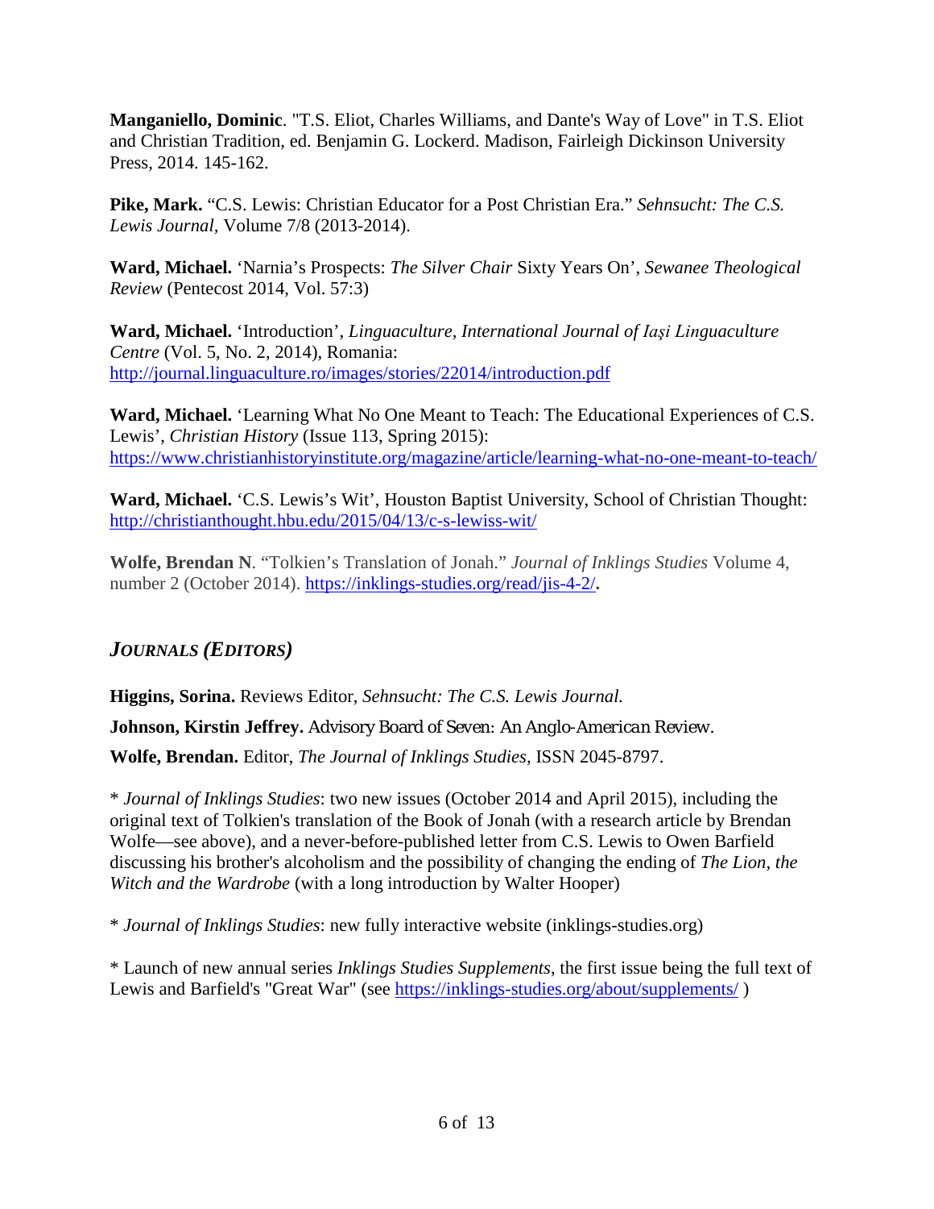**Manganiello, Dominic**. "T.S. Eliot, Charles Williams, and Dante's Way of Love" in T.S. Eliot and Christian Tradition, ed. Benjamin G. Lockerd. Madison, Fairleigh Dickinson University Press, 2014. 145-162.

**Pike, Mark.** "C.S. Lewis: Christian Educator for a Post Christian Era." *Sehnsucht: The C.S. Lewis Journal*, Volume 7/8 (2013-2014).

**Ward, Michael.** 'Narnia's Prospects: *The Silver Chair* Sixty Years On', *Sewanee Theological Review* (Pentecost 2014, Vol. 57:3)

**Ward, Michael.** 'Introduction', *Linguaculture, International Journal of Iaşi Linguaculture Centre* (Vol. 5, No. 2, 2014), Romania: http://journal.linguaculture.ro/images/stories/22014/introduction.pdf

**Ward, Michael.** 'Learning What No One Meant to Teach: The Educational Experiences of C.S. Lewis', *Christian History* (Issue 113, Spring 2015): https://www.christianhistoryinstitute.org/magazine/article/learning-what-no-one-meant-to-teach/

**Ward, Michael.** 'C.S. Lewis's Wit', Houston Baptist University, School of Christian Thought: http://christianthought.hbu.edu/2015/04/13/c-s-lewiss-wit/

**Wolfe, Brendan N**. "Tolkien's Translation of Jonah." *Journal of Inklings Studies* Volume 4, number 2 (October 2014). https://inklings-studies.org/read/jis-4-2/.

## *Journals (Editors)*

**Higgins, Sorina.** Reviews Editor, *Sehnsucht: The C.S. Lewis Journal.*

**Johnson, Kirstin Jeffrey.** Advisory Board of *Seven: An Anglo-American Review.*

**Wolfe, Brendan.** Editor, *The Journal of Inklings Studies*, ISSN 2045-8797.

* *Journal of Inklings Studies*: two new issues (October 2014 and April 2015), including the original text of Tolkien's translation of the Book of Jonah (with a research article by Brendan Wolfe—see above), and a never-before-published letter from C.S. Lewis to Owen Barfield discussing his brother's alcoholism and the possibility of changing the ending of *The Lion, the Witch and the Wardrobe* (with a long introduction by Walter Hooper)

* *Journal of Inklings Studies*: new fully interactive website (inklings-studies.org)

* Launch of new annual series *Inklings Studies Supplements*, the first issue being the full text of Lewis and Barfield's "Great War" (see https://inklings-studies.org/about/supplements/ )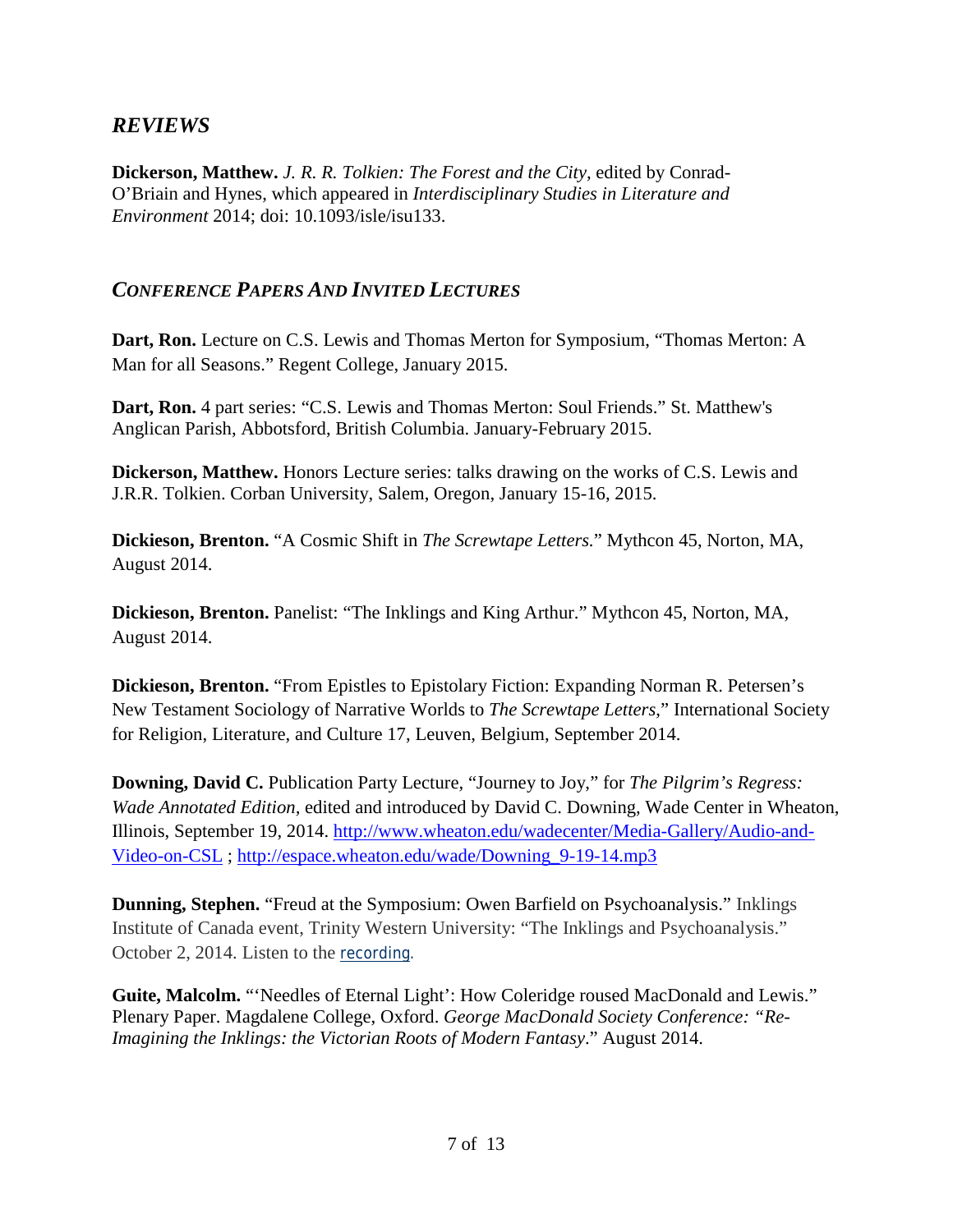## *REVIEWS*

**Dickerson, Matthew.** *J. R. R. Tolkien: The Forest and the City*, edited by Conrad-O'Briain and Hynes, which appeared in *Interdisciplinary Studies in Literature and Environment* 2014; doi: 10.1093/isle/isu133.

## *CONFERENCE PAPERS AND INVITED LECTURES*

**Dart, Ron.** Lecture on C.S. Lewis and Thomas Merton for Symposium, "Thomas Merton: A Man for all Seasons." Regent College, January 2015.

**Dart, Ron.** 4 part series: "C.S. Lewis and Thomas Merton: Soul Friends." St. Matthew's Anglican Parish, Abbotsford, British Columbia. January-February 2015.

**Dickerson, Matthew.** Honors Lecture series: talks drawing on the works of C.S. Lewis and J.R.R. Tolkien. Corban University, Salem, Oregon, January 15-16, 2015.

**Dickieson, Brenton.** "A Cosmic Shift in *The Screwtape Letters.*" Mythcon 45, Norton, MA, August 2014.

**Dickieson, Brenton.** Panelist: "The Inklings and King Arthur." Mythcon 45, Norton, MA, August 2014.

**Dickieson, Brenton.** "From Epistles to Epistolary Fiction: Expanding Norman R. Petersen's New Testament Sociology of Narrative Worlds to *The Screwtape Letters*," International Society for Religion, Literature, and Culture 17, Leuven, Belgium, September 2014.

**Downing, David C.** Publication Party Lecture, "Journey to Joy," for *The Pilgrim's Regress: Wade Annotated Edition*, edited and introduced by David C. Downing, Wade Center in Wheaton, Illinois, September 19, 2014. http://www.wheaton.edu/wadecenter/Media-Gallery/Audio-and-Video-on-CSL ; http://espace.wheaton.edu/wade/Downing_9-19-14.mp3

**Dunning, Stephen.** "Freud at the Symposium: Owen Barfield on Psychoanalysis." Inklings Institute of Canada event, Trinity Western University: "The Inklings and Psychoanalysis." October 2, 2014. Listen to the recording.

**Guite, Malcolm.** "'Needles of Eternal Light': How Coleridge roused MacDonald and Lewis." Plenary Paper. Magdalene College, Oxford. *George MacDonald Society Conference: "Re-Imagining the Inklings: the Victorian Roots of Modern Fantasy*." August 2014.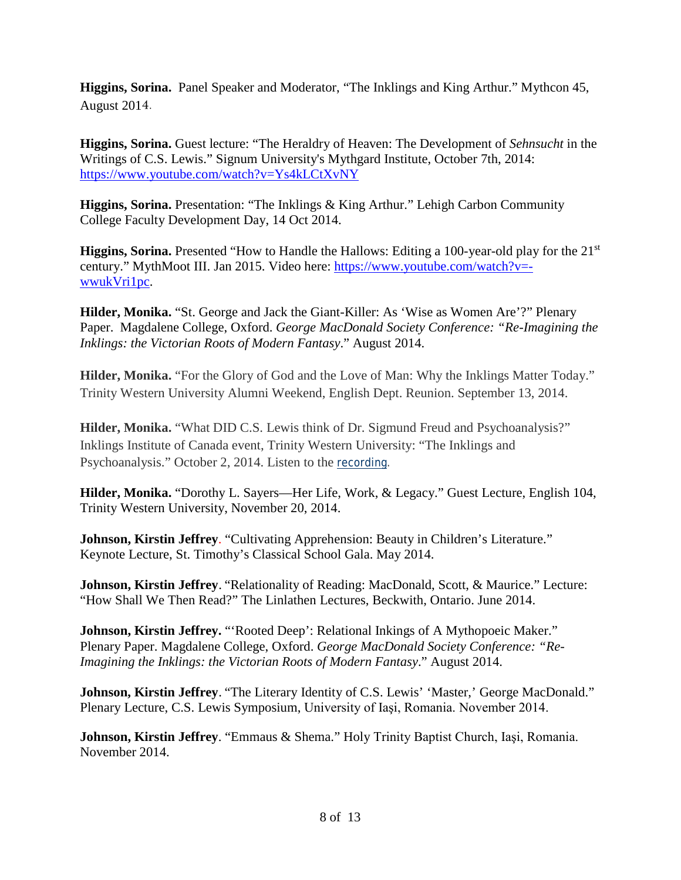**Higgins, Sorina.** Panel Speaker and Moderator, "The Inklings and King Arthur." Mythcon 45, August 2014.

**Higgins, Sorina.** Guest lecture: "The Heraldry of Heaven: The Development of *Sehnsucht* in the Writings of C.S. Lewis." Signum University's Mythgard Institute, October 7th, 2014: https://www.youtube.com/watch?v=Ys4kLCtXvNY

**Higgins, Sorina.** Presentation: "The Inklings & King Arthur." Lehigh Carbon Community College Faculty Development Day, 14 Oct 2014.

**Higgins, Sorina.** Presented "How to Handle the Hallows: Editing a 100-year-old play for the 21st century." MythMoot III. Jan 2015. Video here: https://www.youtube.com/watch?v=-wwukVri1pc.

**Hilder, Monika.** "St. George and Jack the Giant-Killer: As 'Wise as Women Are'?" Plenary Paper. Magdalene College, Oxford. *George MacDonald Society Conference: "Re-Imagining the Inklings: the Victorian Roots of Modern Fantasy*." August 2014.

**Hilder, Monika.** "For the Glory of God and the Love of Man: Why the Inklings Matter Today." Trinity Western University Alumni Weekend, English Dept. Reunion. September 13, 2014.

**Hilder, Monika.** "What DID C.S. Lewis think of Dr. Sigmund Freud and Psychoanalysis?" Inklings Institute of Canada event, Trinity Western University: "The Inklings and Psychoanalysis." October 2, 2014. Listen to the recording.

**Hilder, Monika.** "Dorothy L. Sayers—Her Life, Work, & Legacy." Guest Lecture, English 104, Trinity Western University, November 20, 2014.

**Johnson, Kirstin Jeffrey**. "Cultivating Apprehension: Beauty in Children's Literature." Keynote Lecture, St. Timothy's Classical School Gala. May 2014.

**Johnson, Kirstin Jeffrey**. "Relationality of Reading: MacDonald, Scott, & Maurice." Lecture: "How Shall We Then Read?" The Linlathen Lectures, Beckwith, Ontario. June 2014.

**Johnson, Kirstin Jeffrey.** "'Rooted Deep': Relational Inkings of A Mythopoeic Maker." Plenary Paper. Magdalene College, Oxford. *George MacDonald Society Conference: "Re-Imagining the Inklings: the Victorian Roots of Modern Fantasy*." August 2014.

**Johnson, Kirstin Jeffrey**. "The Literary Identity of C.S. Lewis' 'Master,' George MacDonald." Plenary Lecture, C.S. Lewis Symposium, University of Iaşi, Romania. November 2014.

**Johnson, Kirstin Jeffrey**. "Emmaus & Shema." Holy Trinity Baptist Church, Iaşi, Romania. November 2014.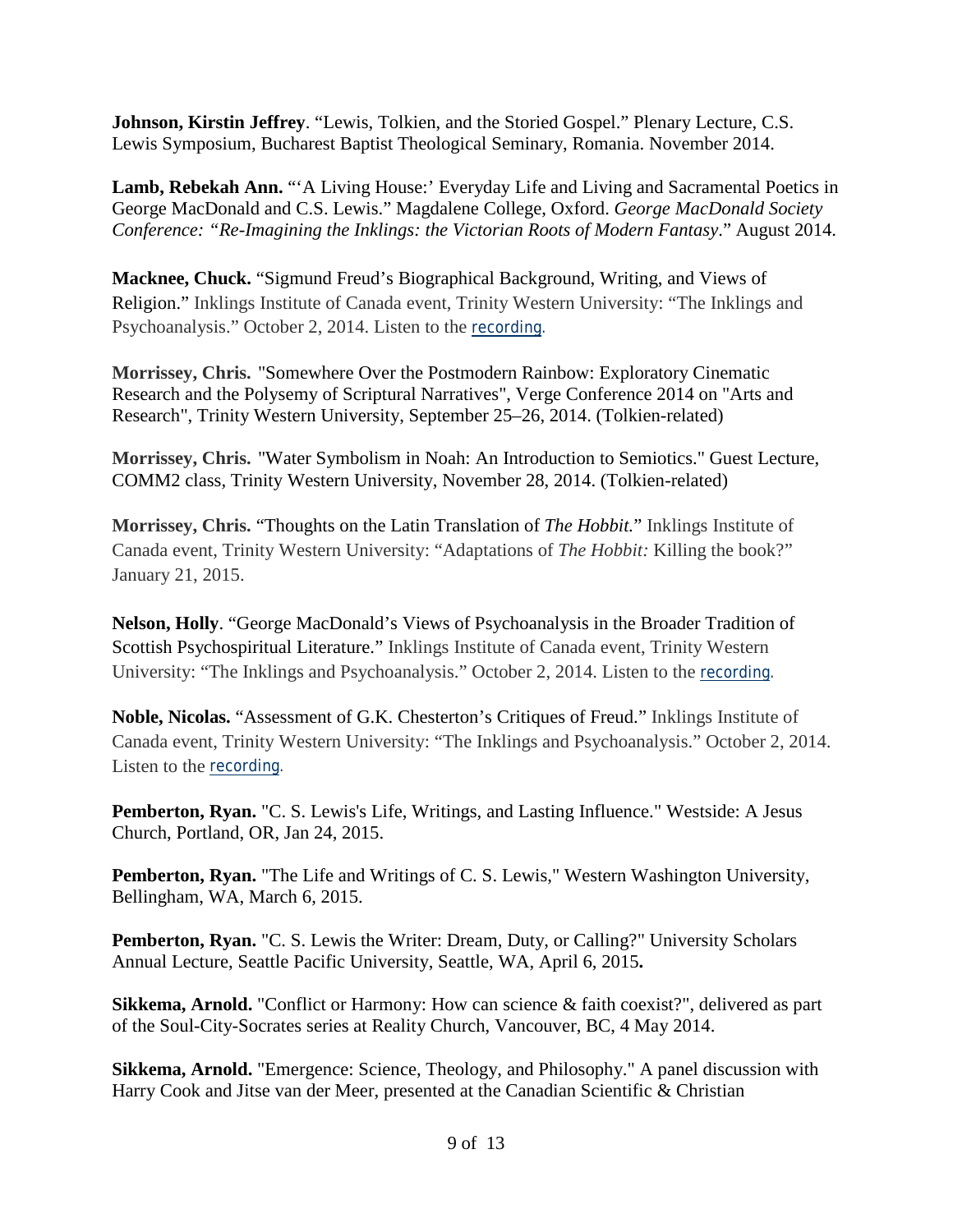**Johnson, Kirstin Jeffrey**. "Lewis, Tolkien, and the Storied Gospel." Plenary Lecture, C.S. Lewis Symposium, Bucharest Baptist Theological Seminary, Romania. November 2014.

**Lamb, Rebekah Ann.** "'A Living House:' Everyday Life and Living and Sacramental Poetics in George MacDonald and C.S. Lewis." Magdalene College, Oxford. *George MacDonald Society Conference: "Re-Imagining the Inklings: the Victorian Roots of Modern Fantasy*." August 2014.

**Macknee, Chuck.** "Sigmund Freud's Biographical Background, Writing, and Views of Religion." Inklings Institute of Canada event, Trinity Western University: "The Inklings and Psychoanalysis." October 2, 2014. Listen to the recording.

**Morrissey, Chris.** "Somewhere Over the Postmodern Rainbow: Exploratory Cinematic Research and the Polysemy of Scriptural Narratives", Verge Conference 2014 on "Arts and Research", Trinity Western University, September 25–26, 2014. (Tolkien-related)

**Morrissey, Chris.** "Water Symbolism in Noah: An Introduction to Semiotics." Guest Lecture, COMM2 class, Trinity Western University, November 28, 2014. (Tolkien-related)

**Morrissey, Chris.** "Thoughts on the Latin Translation of *The Hobbit.*" Inklings Institute of Canada event, Trinity Western University: "Adaptations of *The Hobbit:* Killing the book?" January 21, 2015.

**Nelson, Holly**. "George MacDonald's Views of Psychoanalysis in the Broader Tradition of Scottish Psychospiritual Literature." Inklings Institute of Canada event, Trinity Western University: "The Inklings and Psychoanalysis." October 2, 2014. Listen to the recording.

**Noble, Nicolas.** "Assessment of G.K. Chesterton's Critiques of Freud." Inklings Institute of Canada event, Trinity Western University: "The Inklings and Psychoanalysis." October 2, 2014. Listen to the recording.

**Pemberton, Ryan.** "C. S. Lewis's Life, Writings, and Lasting Influence." Westside: A Jesus Church, Portland, OR, Jan 24, 2015.

**Pemberton, Ryan.** "The Life and Writings of C. S. Lewis," Western Washington University, Bellingham, WA, March 6, 2015.

**Pemberton, Ryan.** "C. S. Lewis the Writer: Dream, Duty, or Calling?" University Scholars Annual Lecture, Seattle Pacific University, Seattle, WA, April 6, 2015**.**

**Sikkema, Arnold.** "Conflict or Harmony: How can science & faith coexist?", delivered as part of the Soul-City-Socrates series at Reality Church, Vancouver, BC, 4 May 2014.

**Sikkema, Arnold.** "Emergence: Science, Theology, and Philosophy." A panel discussion with Harry Cook and Jitse van der Meer, presented at the Canadian Scientific & Christian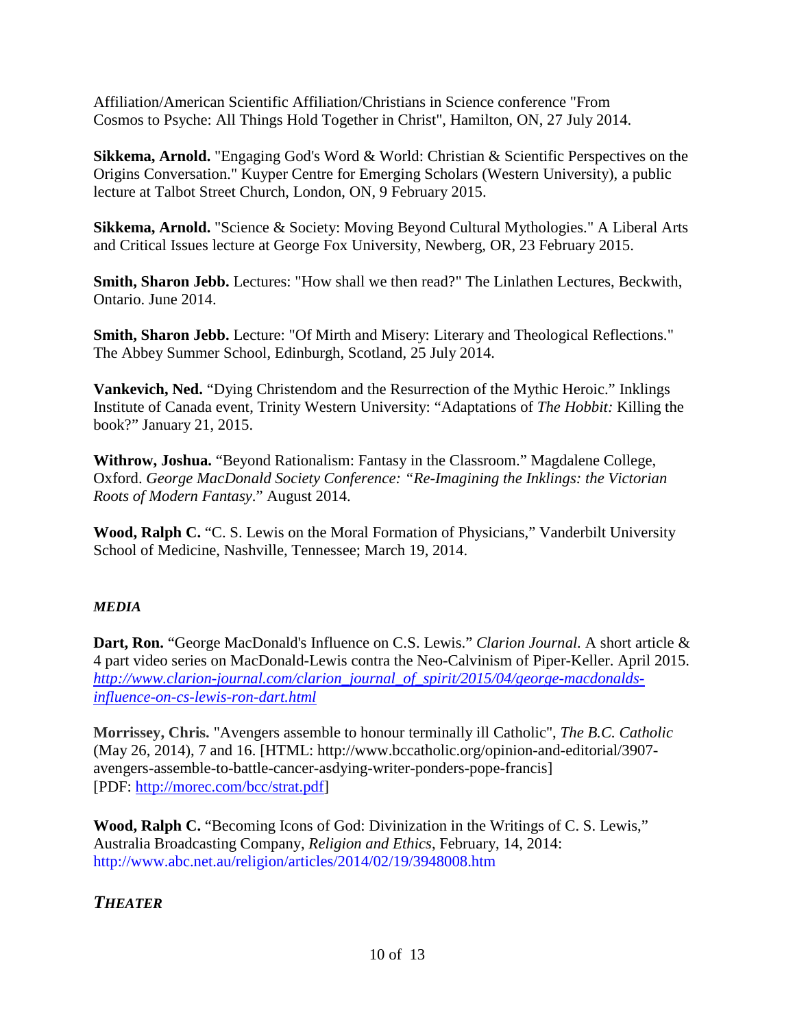Affiliation/American Scientific Affiliation/Christians in Science conference "From Cosmos to Psyche: All Things Hold Together in Christ", Hamilton, ON, 27 July 2014.

**Sikkema, Arnold.** "Engaging God's Word & World: Christian & Scientific Perspectives on the Origins Conversation." Kuyper Centre for Emerging Scholars (Western University), a public lecture at Talbot Street Church, London, ON, 9 February 2015.

**Sikkema, Arnold.** "Science & Society: Moving Beyond Cultural Mythologies." A Liberal Arts and Critical Issues lecture at George Fox University, Newberg, OR, 23 February 2015.

**Smith, Sharon Jebb.** Lectures: "How shall we then read?" The Linlathen Lectures, Beckwith, Ontario. June 2014.

**Smith, Sharon Jebb.** Lecture: "Of Mirth and Misery: Literary and Theological Reflections." The Abbey Summer School, Edinburgh, Scotland, 25 July 2014.

**Vankevich, Ned.** "Dying Christendom and the Resurrection of the Mythic Heroic." Inklings Institute of Canada event, Trinity Western University: "Adaptations of *The Hobbit:* Killing the book?" January 21, 2015.

**Withrow, Joshua.** "Beyond Rationalism: Fantasy in the Classroom." Magdalene College, Oxford. *George MacDonald Society Conference: "Re-Imagining the Inklings: the Victorian Roots of Modern Fantasy*." August 2014.

**Wood, Ralph C.** "C. S. Lewis on the Moral Formation of Physicians," Vanderbilt University School of Medicine, Nashville, Tennessee; March 19, 2014.

### *MEDIA*

**Dart, Ron.** "George MacDonald's Influence on C.S. Lewis." *Clarion Journal.* A short article & 4 part video series on MacDonald-Lewis contra the Neo-Calvinism of Piper-Keller. April 2015. *http://www.clarion-journal.com/clarion_journal_of_spirit/2015/04/george-macdonalds-influence-on-cs-lewis-ron-dart.html*

**Morrissey, Chris.** "Avengers assemble to honour terminally ill Catholic", *The B.C. Catholic* (May 26, 2014), 7 and 16. [HTML: http://www.bccatholic.org/opinion-and-editorial/3907-avengers-assemble-to-battle-cancer-asdying-writer-ponders-pope-francis] [PDF: http://morec.com/bcc/strat.pdf]

**Wood, Ralph C.** "Becoming Icons of God: Divinization in the Writings of C. S. Lewis," Australia Broadcasting Company, *Religion and Ethics*, February, 14, 2014: http://www.abc.net.au/religion/articles/2014/02/19/3948008.htm

## *THEATER*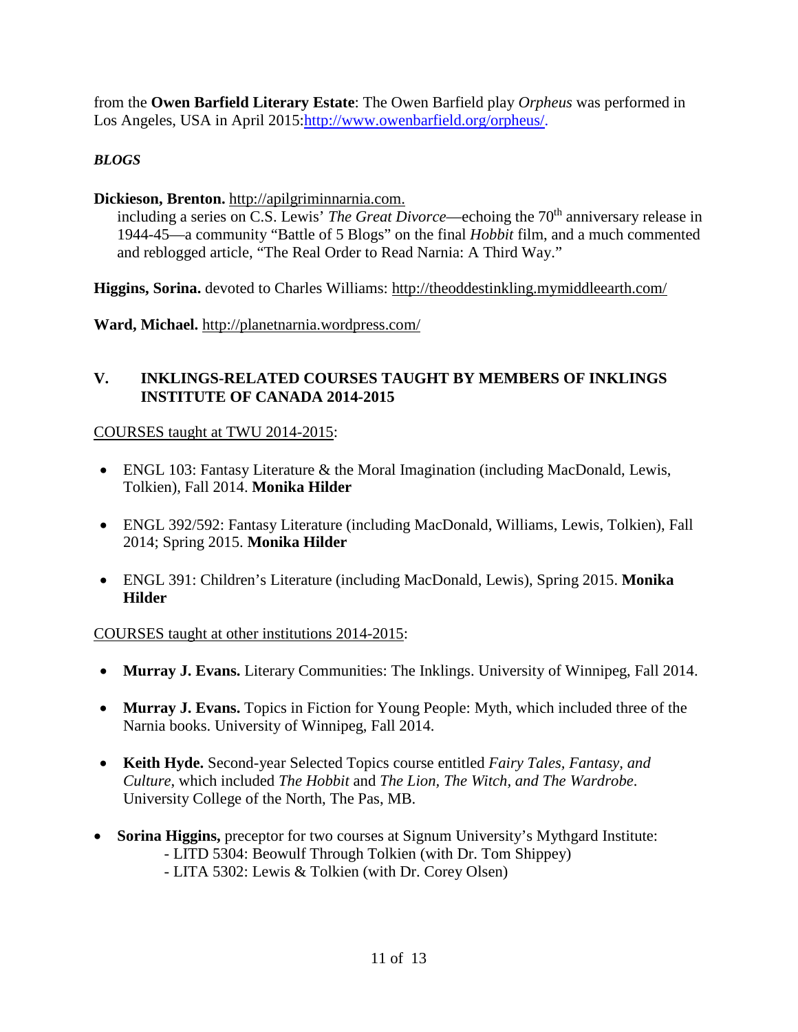from the **Owen Barfield Literary Estate**: The Owen Barfield play *Orpheus* was performed in Los Angeles, USA in April 2015:http://www.owenbarfield.org/orpheus/.

***BLOGS***

**Dickieson, Brenton.** http://apilgriminnarnia.com.
including a series on C.S. Lewis' *The Great Divorce*—echoing the 70th anniversary release in 1944-45—a community "Battle of 5 Blogs" on the final *Hobbit* film, and a much commented and reblogged article, "The Real Order to Read Narnia: A Third Way."

**Higgins, Sorina.** devoted to Charles Williams: http://theoddestinkling.mymiddleearth.com/

**Ward, Michael.** http://planetnarnia.wordpress.com/

## V. INKLINGS-RELATED COURSES TAUGHT BY MEMBERS OF INKLINGS INSTITUTE OF CANADA 2014-2015

COURSES taught at TWU 2014-2015:

- ENGL 103: Fantasy Literature & the Moral Imagination (including MacDonald, Lewis, Tolkien), Fall 2014. **Monika Hilder**
- ENGL 392/592: Fantasy Literature (including MacDonald, Williams, Lewis, Tolkien), Fall 2014; Spring 2015. **Monika Hilder**
- ENGL 391: Children's Literature (including MacDonald, Lewis), Spring 2015. **Monika Hilder**

COURSES taught at other institutions 2014-2015:

- **Murray J. Evans.** Literary Communities: The Inklings. University of Winnipeg, Fall 2014.
- **Murray J. Evans.** Topics in Fiction for Young People: Myth, which included three of the Narnia books. University of Winnipeg, Fall 2014.
- **Keith Hyde.** Second-year Selected Topics course entitled *Fairy Tales, Fantasy, and Culture*, which included *The Hobbit* and *The Lion, The Witch, and The Wardrobe*. University College of the North, The Pas, MB.
- **Sorina Higgins,** preceptor for two courses at Signum University's Mythgard Institute:
  - LITD 5304: Beowulf Through Tolkien (with Dr. Tom Shippey)
  - LITA 5302: Lewis & Tolkien (with Dr. Corey Olsen)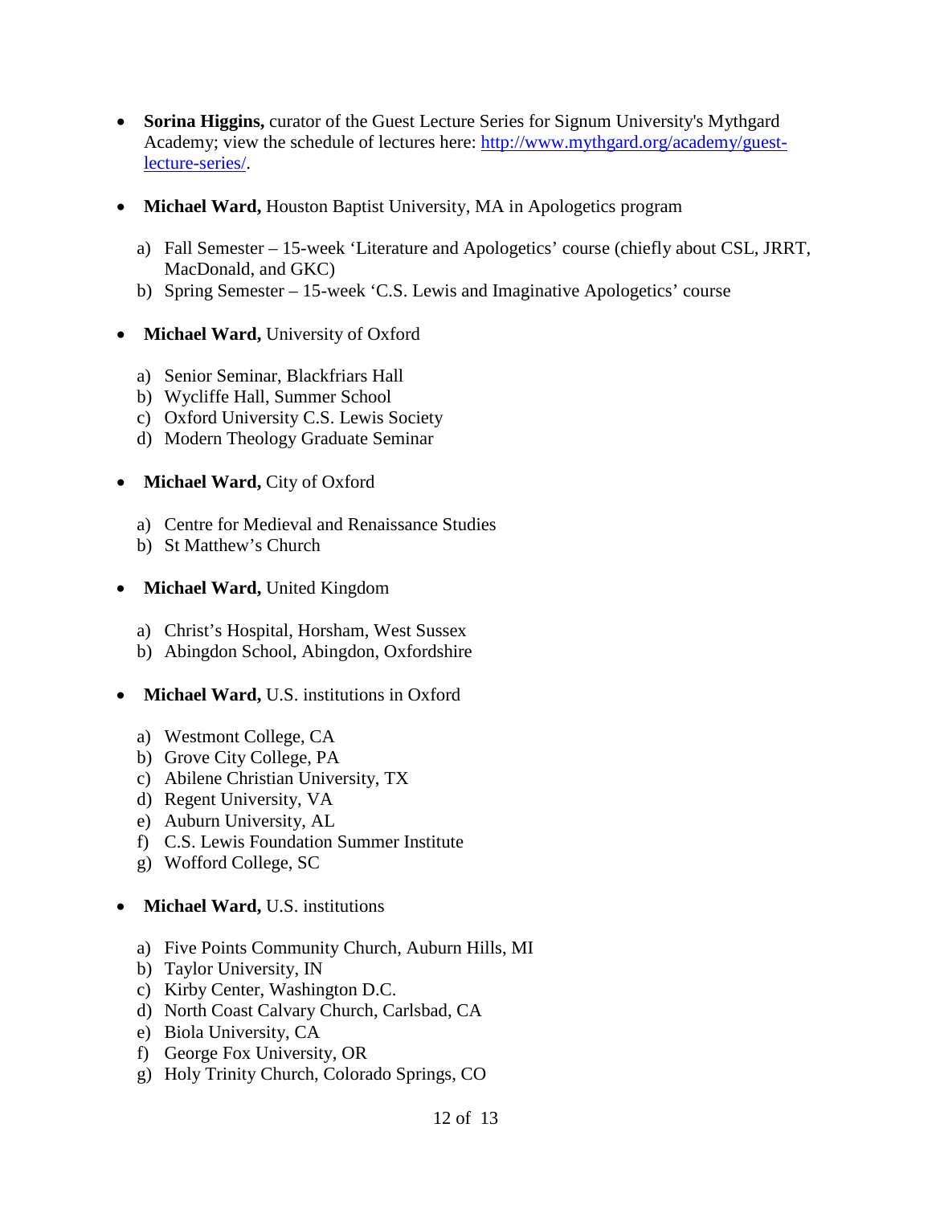- **Sorina Higgins,** curator of the Guest Lecture Series for Signum University's Mythgard Academy; view the schedule of lectures here: [http://www.mythgard.org/academy/guest-lecture-series/](http://www.mythgard.org/academy/guest-lecture-series/).

- **Michael Ward,** Houston Baptist University, MA in Apologetics program

  a) Fall Semester – 15-week 'Literature and Apologetics' course (chiefly about CSL, JRRT, MacDonald, and GKC)
  b) Spring Semester – 15-week 'C.S. Lewis and Imaginative Apologetics' course

- **Michael Ward,** University of Oxford

  a) Senior Seminar, Blackfriars Hall
  b) Wycliffe Hall, Summer School
  c) Oxford University C.S. Lewis Society
  d) Modern Theology Graduate Seminar

- **Michael Ward,** City of Oxford

  a) Centre for Medieval and Renaissance Studies
  b) St Matthew's Church

- **Michael Ward,** United Kingdom

  a) Christ's Hospital, Horsham, West Sussex
  b) Abingdon School, Abingdon, Oxfordshire

- **Michael Ward,** U.S. institutions in Oxford

  a) Westmont College, CA
  b) Grove City College, PA
  c) Abilene Christian University, TX
  d) Regent University, VA
  e) Auburn University, AL
  f) C.S. Lewis Foundation Summer Institute
  g) Wofford College, SC

- **Michael Ward,** U.S. institutions

  a) Five Points Community Church, Auburn Hills, MI
  b) Taylor University, IN
  c) Kirby Center, Washington D.C.
  d) North Coast Calvary Church, Carlsbad, CA
  e) Biola University, CA
  f) George Fox University, OR
  g) Holy Trinity Church, Colorado Springs, CO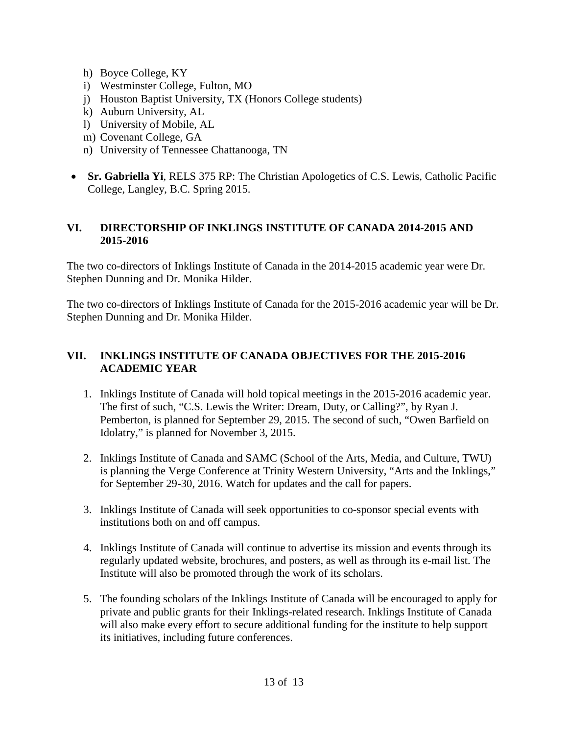h) Boyce College, KY
i) Westminster College, Fulton, MO
j) Houston Baptist University, TX (Honors College students)
k) Auburn University, AL
l) University of Mobile, AL
m) Covenant College, GA
n) University of Tennessee Chattanooga, TN

- **Sr. Gabriella Yi**, RELS 375 RP: The Christian Apologetics of C.S. Lewis, Catholic Pacific College, Langley, B.C. Spring 2015.

## VI. DIRECTORSHIP OF INKLINGS INSTITUTE OF CANADA 2014-2015 AND 2015-2016

The two co-directors of Inklings Institute of Canada in the 2014-2015 academic year were Dr. Stephen Dunning and Dr. Monika Hilder.

The two co-directors of Inklings Institute of Canada for the 2015-2016 academic year will be Dr. Stephen Dunning and Dr. Monika Hilder.

## VII. INKLINGS INSTITUTE OF CANADA OBJECTIVES FOR THE 2015-2016 ACADEMIC YEAR

1. Inklings Institute of Canada will hold topical meetings in the 2015-2016 academic year. The first of such, "C.S. Lewis the Writer: Dream, Duty, or Calling?", by Ryan J. Pemberton, is planned for September 29, 2015. The second of such, "Owen Barfield on Idolatry," is planned for November 3, 2015.

2. Inklings Institute of Canada and SAMC (School of the Arts, Media, and Culture, TWU) is planning the Verge Conference at Trinity Western University, "Arts and the Inklings," for September 29-30, 2016. Watch for updates and the call for papers.

3. Inklings Institute of Canada will seek opportunities to co-sponsor special events with institutions both on and off campus.

4. Inklings Institute of Canada will continue to advertise its mission and events through its regularly updated website, brochures, and posters, as well as through its e-mail list. The Institute will also be promoted through the work of its scholars.

5. The founding scholars of the Inklings Institute of Canada will be encouraged to apply for private and public grants for their Inklings-related research. Inklings Institute of Canada will also make every effort to secure additional funding for the institute to help support its initiatives, including future conferences.